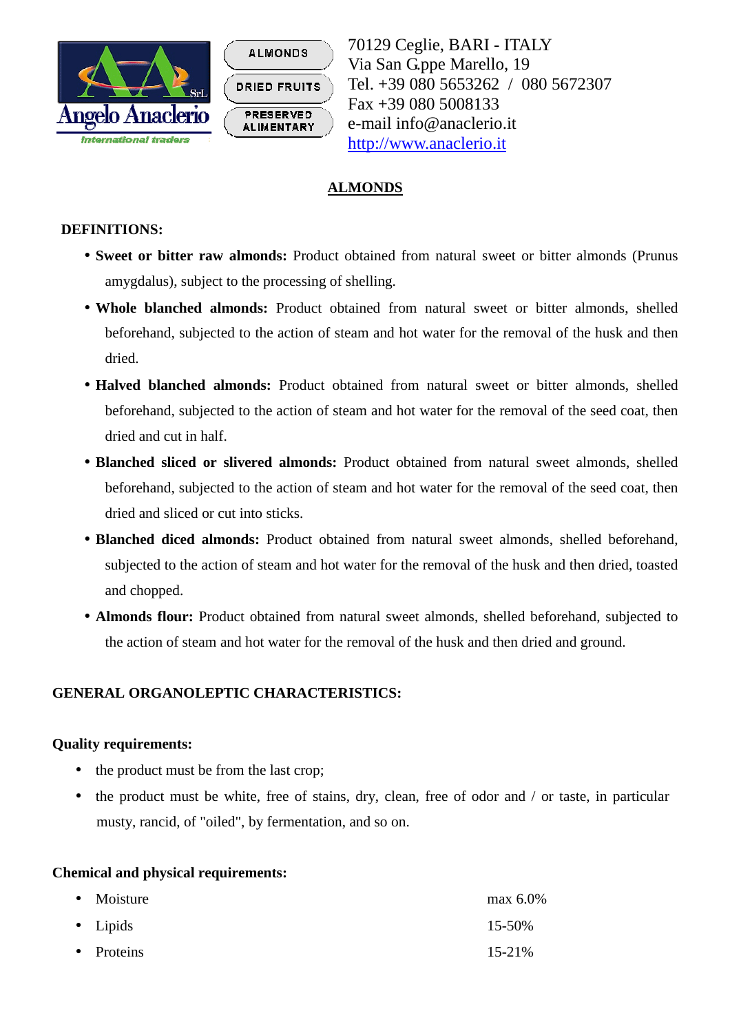Angelo Anaclerio SrL
International traders

ALMONDS
DRIED FRUITS
PRESERVED ALIMENTARY

70129 Ceglie, BARI - ITALY
Via San G.ppe Marello, 19
Tel. +39 080 5653262 / 080 5672307
Fax +39 080 5008133
e-mail info@anaclerio.it
http://www.anaclerio.it

# ALMONDS

## DEFINITIONS:

- **Sweet or bitter raw almonds:** Product obtained from natural sweet or bitter almonds (Prunus amygdalus), subject to the processing of shelling.
- **Whole blanched almonds:** Product obtained from natural sweet or bitter almonds, shelled beforehand, subjected to the action of steam and hot water for the removal of the husk and then dried.
- **Halved blanched almonds:** Product obtained from natural sweet or bitter almonds, shelled beforehand, subjected to the action of steam and hot water for the removal of the seed coat, then dried and cut in half.
- **Blanched sliced or slivered almonds:** Product obtained from natural sweet almonds, shelled beforehand, subjected to the action of steam and hot water for the removal of the seed coat, then dried and sliced or cut into sticks.
- **Blanched diced almonds:** Product obtained from natural sweet almonds, shelled beforehand, subjected to the action of steam and hot water for the removal of the husk and then dried, toasted and chopped.
- **Almonds flour:** Product obtained from natural sweet almonds, shelled beforehand, subjected to the action of steam and hot water for the removal of the husk and then dried and ground.

## GENERAL ORGANOLEPTIC CHARACTERISTICS:

### Quality requirements:

- the product must be from the last crop;
- the product must be white, free of stains, dry, clean, free of odor and / or taste, in particular musty, rancid, of "oiled", by fermentation, and so on.

### Chemical and physical requirements:

| | |
|---|---|
| • Moisture | max 6.0% |
| • Lipids | 15-50% |
| • Proteins | 15-21% |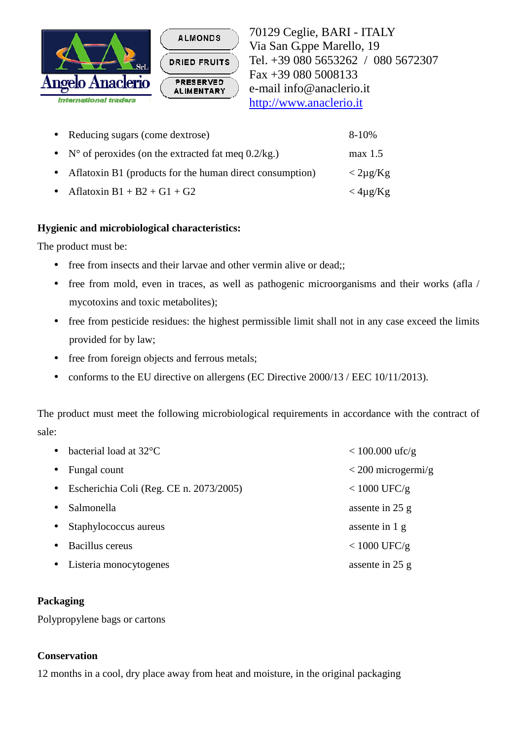Angelo Anaclerio SrL
International traders

ALMONDS
DRIED FRUITS
PRESERVED ALIMENTARY

70129 Ceglie, BARI - ITALY
Via San G.ppe Marello, 19
Tel. +39 080 5653262 / 080 5672307
Fax +39 080 5008133
e-mail info@anaclerio.it
http://www.anaclerio.it

| | |
|---|---|
| • Reducing sugars (come dextrose) | 8-10% |
| • N° of peroxides (on the extracted fat meq 0.2/kg.) | max 1.5 |
| • Aflatoxin B1 (products for the human direct consumption) | < 2µg/Kg |
| • Aflatoxin B1 + B2 + G1 + G2 | < 4µg/Kg |

**Hygienic and microbiological characteristics:**

The product must be:

- free from insects and their larvae and other vermin alive or dead;;
- free from mold, even in traces, as well as pathogenic microorganisms and their works (afla / mycotoxins and toxic metabolites);
- free from pesticide residues: the highest permissible limit shall not in any case exceed the limits provided for by law;
- free from foreign objects and ferrous metals;
- conforms to the EU directive on allergens (EC Directive 2000/13 / EEC 10/11/2013).

The product must meet the following microbiological requirements in accordance with the contract of sale:

| | |
|---|---|
| • bacterial load at 32°C | < 100.000 ufc/g |
| • Fungal count | < 200 microgermi/g |
| • Escherichia Coli (Reg. CE n. 2073/2005) | < 1000 UFC/g |
| • Salmonella | assente in 25 g |
| • Staphylococcus aureus | assente in 1 g |
| • Bacillus cereus | < 1000 UFC/g |
| • Listeria monocytogenes | assente in 25 g |

**Packaging**

Polypropylene bags or cartons

**Conservation**

12 months in a cool, dry place away from heat and moisture, in the original packaging